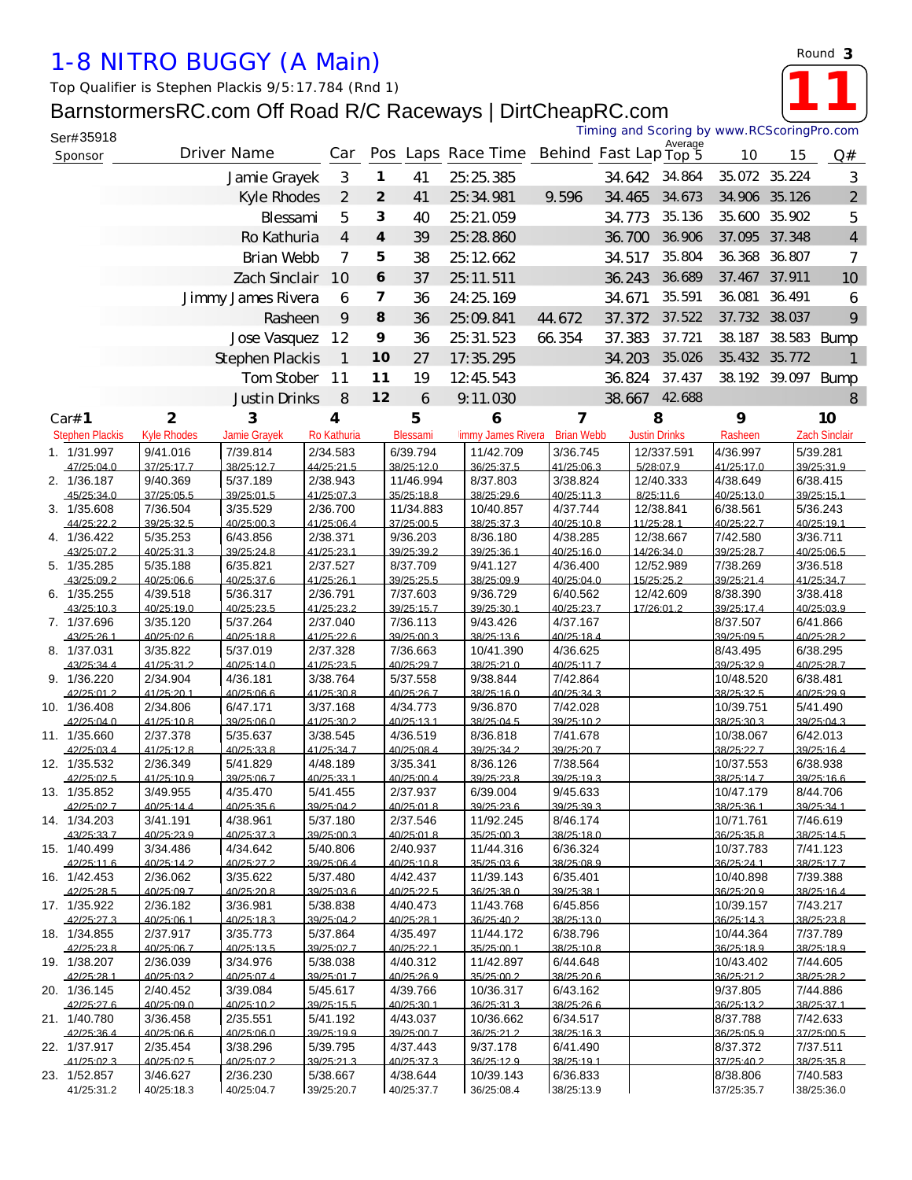# 1-8 NITRO BUGGY (A Main)

Round **3**

**11**

Top Qualifier is Stephen Plackis 9/5:17.784 (Rnd 1)

## BarnstormersRC.com Off Road R/C Raceways | DirtCheapRC.com

Ser#35918

Timing and Scoring by www.RCScoringPro.com

| Sponsor | Driver Name | Car | Pos | Laps | Race Time | Behind | Fast Lap | Average Top 5 | 10 | 15 | Q# |
|---|---|---|---|---|---|---|---|---|---|---|---|
| | Jamie Grayek | 3 | 1 | 41 | 25:25.385 | | 34.642 | 34.864 | 35.072 | 35.224 | 3 |
| | Kyle Rhodes | 2 | 2 | 41 | 25:34.981 | 9.596 | 34.465 | 34.673 | 34.906 | 35.126 | 2 |
| | Blessami | 5 | 3 | 40 | 25:21.059 | | 34.773 | 35.136 | 35.600 | 35.902 | 5 |
| | Ro Kathuria | 4 | 4 | 39 | 25:28.860 | | 36.700 | 36.906 | 37.095 | 37.348 | 4 |
| | Brian Webb | 7 | 5 | 38 | 25:12.662 | | 34.517 | 35.804 | 36.368 | 36.807 | 7 |
| | Zach Sinclair | 10 | 6 | 37 | 25:11.511 | | 36.243 | 36.689 | 37.467 | 37.911 | 10 |
| | Jimmy James Rivera | 6 | 7 | 36 | 24:25.169 | | 34.671 | 35.591 | 36.081 | 36.491 | 6 |
| | Rasheen | 9 | 8 | 36 | 25:09.841 | 44.672 | 37.372 | 37.522 | 37.732 | 38.037 | 9 |
| | Jose Vasquez | 12 | 9 | 36 | 25:31.523 | 66.354 | 37.383 | 37.721 | 38.187 | 38.583 | Bump |
| | Stephen Plackis | 1 | 10 | 27 | 17:35.295 | | 34.203 | 35.026 | 35.432 | 35.772 | 1 |
| | Tom Stober | 11 | 11 | 19 | 12:45.543 | | 36.824 | 37.437 | 38.192 | 39.097 | Bump |
| | Justin Drinks | 8 | 12 | 6 | 9:11.030 | | 38.667 | 42.688 | | | 8 |

| Lap | Car#1 Stephen Plackis | 2 Kyle Rhodes | 3 Jamie Grayek | 4 Ro Kathuria | 5 Blessami | 6 Jimmy James Rivera | 7 Brian Webb | 8 Justin Drinks | 9 Rasheen | 10 Zach Sinclair |
|---|---|---|---|---|---|---|---|---|---|---|
| 1. | 1/31.997 47/25:04.0 | 9/41.016 37/25:17.7 | 7/39.814 38/25:12.7 | 2/34.583 44/25:21.5 | 6/39.794 38/25:12.0 | 11/42.709 36/25:37.5 | 3/36.745 41/25:06.3 | 12/337.591 5/28:07.9 | 4/36.997 41/25:17.0 | 5/39.281 39/25:31.9 |
| 2. | 1/36.187 45/25:34.0 | 9/40.369 37/25:05.5 | 5/37.189 39/25:01.5 | 2/38.943 41/25:07.3 | 11/46.994 35/25:18.8 | 8/37.803 38/25:29.6 | 3/38.824 40/25:11.3 | 12/40.333 8/25:11.6 | 4/38.649 40/25:13.0 | 6/38.415 39/25:15.1 |
| 3. | 1/35.608 44/25:22.2 | 7/36.504 39/25:32.5 | 3/35.529 40/25:00.3 | 2/36.700 41/25:06.4 | 11/34.883 37/25:00.5 | 10/40.857 38/25:37.3 | 4/37.744 40/25:10.8 | 12/38.841 11/25:28.1 | 6/38.561 40/25:22.7 | 5/36.243 40/25:19.1 |
| 4. | 1/36.422 43/25:07.2 | 5/35.253 40/25:31.3 | 6/43.856 39/25:24.8 | 2/38.371 41/25:23.1 | 9/36.203 39/25:39.2 | 8/36.180 39/25:36.1 | 4/38.285 40/25:16.0 | 12/38.667 14/26:34.0 | 7/42.580 39/25:28.7 | 3/36.711 40/25:06.5 |
| 5. | 1/35.285 43/25:09.2 | 5/35.188 40/25:06.6 | 6/35.821 40/25:37.6 | 2/37.527 41/25:26.1 | 8/37.709 39/25:25.5 | 9/41.127 38/25:09.9 | 4/36.400 40/25:04.0 | 12/52.989 15/25:25.2 | 7/38.269 39/25:21.4 | 3/36.518 41/25:34.7 |
| 6. | 1/35.255 43/25:10.3 | 4/39.518 40/25:19.0 | 5/36.317 40/25:23.5 | 2/36.791 41/25:23.2 | 7/37.603 39/25:15.7 | 9/36.729 39/25:30.1 | 6/40.562 40/25:23.7 | 12/42.609 17/26:01.2 | 8/38.390 39/25:17.4 | 3/38.418 40/25:03.9 |
| 7. | 1/37.696 43/25:26.1 | 3/35.120 40/25:02.6 | 5/37.264 40/25:18.8 | 2/37.040 41/25:22.6 | 7/36.113 39/25:00.3 | 9/43.426 38/25:13.6 | 4/37.167 40/25:18.4 | | 8/37.507 39/25:09.5 | 6/41.866 40/25:28.2 |
| 8. | 1/37.031 41/25:34.4 | 3/35.822 41/25:31.2 | 5/37.019 40/25:14.0 | 2/37.328 41/25:23.5 | 7/36.663 40/25:29.7 | 10/41.390 38/25:21.0 | 4/36.625 40/25:11.7 | | 8/43.495 39/25:32.9 | 6/38.295 40/25:28.7 |
| 9. | 1/36.220 42/25:01.2 | 2/34.904 41/25:20.1 | 4/36.181 40/25:06.6 | 3/38.764 41/25:30.8 | 5/37.558 40/25:26.7 | 9/38.844 38/25:16.0 | 7/42.864 40/25:34.3 | | 10/48.520 38/25:32.5 | 6/38.481 40/25:29.9 |
| 10. | 1/36.408 42/25:04.0 | 2/34.806 41/25:10.8 | 6/47.171 39/25:06.0 | 3/37.168 41/25:30.2 | 4/34.773 40/25:13.1 | 9/36.870 38/25:04.5 | 7/42.028 39/25:10.2 | | 10/39.751 38/25:30.3 | 5/41.490 39/25:04.3 |
| 11. | 1/35.660 42/25:03.4 | 2/37.378 41/25:12.8 | 5/35.637 40/25:33.8 | 3/38.545 41/25:34.7 | 4/36.519 40/25:08.4 | 8/36.818 39/25:34.2 | 7/41.678 39/25:20.7 | | 10/38.067 38/25:22.7 | 6/42.013 39/25:16.4 |
| 12. | 1/35.532 42/25:02.5 | 2/36.349 41/25:10.9 | 5/41.829 39/25:06.7 | 4/48.189 40/25:33.1 | 3/35.341 40/25:00.4 | 8/36.126 39/25:23.8 | 7/38.564 39/25:19.3 | | 10/37.553 38/25:14.7 | 6/38.938 39/25:16.6 |
| 13. | 1/35.852 42/25:02.7 | 3/49.955 40/25:14.4 | 4/35.470 40/25:35.6 | 5/41.455 39/25:04.2 | 2/37.937 40/25:01.8 | 6/39.004 39/25:23.6 | 9/45.633 39/25:39.3 | | 10/47.179 38/25:36.1 | 8/44.706 39/25:34.1 |
| 14. | 1/34.203 43/25:33.7 | 3/41.191 40/25:23.9 | 4/38.961 40/25:37.3 | 5/37.180 39/25:00.3 | 2/37.546 40/25:01.8 | 11/92.245 35/25:00.3 | 8/46.174 38/25:18.0 | | 10/71.761 36/25:35.8 | 7/46.619 38/25:14.5 |
| 15. | 1/40.499 42/25:11.6 | 3/34.486 40/25:14.2 | 4/34.642 40/25:27.2 | 5/40.806 39/25:06.4 | 2/40.937 40/25:10.8 | 11/44.316 35/25:03.6 | 6/36.324 38/25:08.9 | | 10/37.783 36/25:24.1 | 7/41.123 38/25:17.7 |
| 16. | 1/42.453 42/25:28.5 | 2/36.062 40/25:09.7 | 3/35.622 40/25:20.8 | 5/37.480 39/25:03.6 | 4/42.437 40/25:22.5 | 11/39.143 36/25:38.0 | 6/35.401 39/25:38.1 | | 10/40.898 36/25:20.9 | 7/39.388 38/25:16.4 |
| 17. | 1/35.922 42/25:27.3 | 2/36.182 40/25:06.1 | 3/36.981 40/25:18.3 | 5/38.838 39/25:04.2 | 4/40.473 40/25:28.1 | 11/43.768 36/25:40.2 | 6/45.856 38/25:13.0 | | 10/39.157 36/25:14.3 | 7/43.217 38/25:23.8 |
| 18. | 1/34.855 42/25:23.8 | 2/37.917 40/25:06.7 | 3/35.773 40/25:13.5 | 5/37.864 39/25:02.7 | 4/35.497 40/25:22.1 | 11/44.172 35/25:00.1 | 6/38.796 38/25:10.8 | | 10/44.364 36/25:18.9 | 7/37.789 38/25:18.9 |
| 19. | 1/38.207 42/25:28.1 | 2/36.039 40/25:03.2 | 3/34.976 40/25:07.4 | 5/38.038 39/25:01.7 | 4/40.312 40/25:26.9 | 11/42.897 35/25:00.2 | 6/44.648 38/25:20.6 | | 10/43.402 36/25:21.2 | 7/44.605 38/25:28.2 |
| 20. | 1/36.145 42/25:27.6 | 2/40.452 40/25:09.0 | 3/39.084 40/25:10.2 | 5/45.617 39/25:15.5 | 4/39.766 40/25:30.1 | 10/36.317 36/25:31.3 | 6/43.162 38/25:26.6 | | 9/37.805 36/25:13.2 | 7/44.886 38/25:37.1 |
| 21. | 1/40.780 42/25:36.4 | 3/36.458 40/25:06.6 | 2/35.551 40/25:06.0 | 5/41.192 39/25:19.9 | 4/43.037 39/25:00.7 | 10/36.662 36/25:21.2 | 6/34.517 38/25:16.3 | | 8/37.788 36/25:05.9 | 7/42.633 37/25:00.5 |
| 22. | 1/37.917 41/25:02.3 | 2/35.454 40/25:02.5 | 3/38.296 40/25:07.2 | 5/39.795 39/25:21.3 | 4/37.443 40/25:37.3 | 9/37.178 36/25:12.9 | 6/41.490 38/25:19.1 | | 8/37.372 37/25:40.2 | 7/37.511 38/25:35.8 |
| 23. | 1/52.857 41/25:31.2 | 3/46.627 40/25:18.3 | 2/36.230 40/25:04.7 | 5/38.667 39/25:20.7 | 4/38.644 40/25:37.7 | 10/39.143 36/25:08.4 | 6/36.833 38/25:13.9 | | 8/38.806 37/25:35.7 | 7/40.583 38/25:36.0 |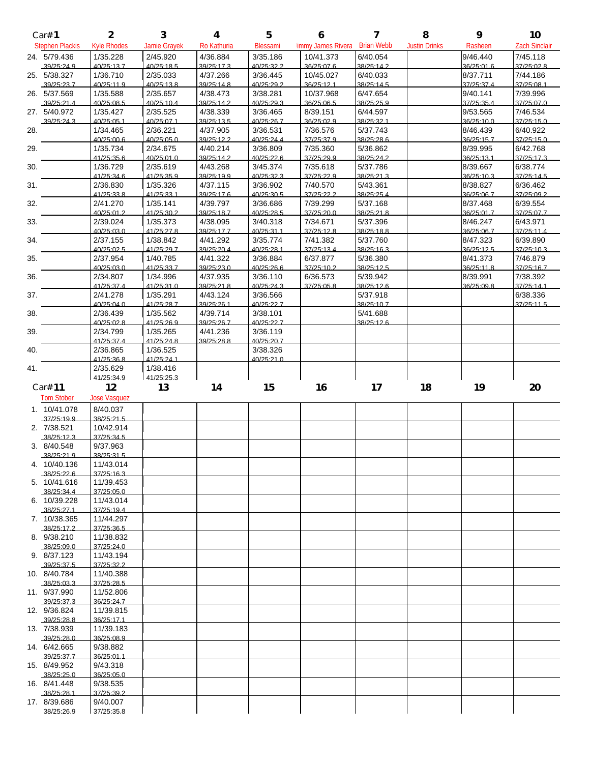| Car# | 1 | 2 | 3 | 4 | 5 | 6 | 7 | 8 | 9 | 10 |
|---|---|---|---|---|---|---|---|---|---|---|
| | Stephen Plackis | Kyle Rhodes | Jamie Grayek | Ro Kathuria | Blessami | immy James Rivera | Brian Webb | Justin Drinks | Rasheen | Zach Sinclair |
| 24. | 5/79.436 39/25:24.9 | 1/35.228 40/25:13.7 | 2/45.920 40/25:18.5 | 4/36.884 39/25:17.3 | 3/35.186 40/25:32.2 | 10/41.373 36/25:07.6 | 6/40.054 38/25:14.2 | | 9/46.440 36/25:01.6 | 7/45.118 37/25:02.8 |
| 25. | 5/38.327 39/25:23.7 | 1/36.710 40/25:11.9 | 2/35.033 40/25:13.8 | 4/37.266 39/25:14.8 | 3/36.445 40/25:29.2 | 10/45.027 36/25:12.1 | 6/40.033 38/25:14.5 | | 8/37.711 37/25:37.4 | 7/44.186 37/25:08.1 |
| 26. | 5/37.569 40/25:21.4 | 1/35.588 40/25:08.5 | 2/35.657 40/25:10.4 | 4/38.473 39/25:14.2 | 3/38.281 40/25:29.3 | 10/37.968 36/25:06.5 | 6/47.654 38/25:25.9 | | 9/40.141 37/25:35.4 | 7/39.996 37/25:07.0 |
| 27. | 5/40.972 39/25:24.3 | 1/35.427 40/25:05.1 | 2/35.525 40/25:07.1 | 4/38.339 39/25:13.5 | 3/36.465 40/25:26.7 | 8/39.151 36/25:02.9 | 6/44.597 38/25:32.1 | | 9/53.565 36/25:10.0 | 7/46.534 37/25:15.0 |
| 28. | | 1/34.465 40/25:00.6 | 2/36.221 40/25:05.0 | 4/37.905 39/25:12.2 | 3/36.531 40/25:24.4 | 7/36.576 37/25:37.9 | 5/37.743 38/25:28.6 | | 8/46.439 36/25:15.7 | 6/40.922 37/25:15.0 |
| 29. | | 1/35.734 41/25:35.6 | 2/34.675 40/25:01.0 | 4/40.214 39/25:14.2 | 3/36.809 40/25:22.6 | 7/35.360 37/25:29.9 | 5/36.862 38/25:24.2 | | 8/39.995 36/25:13.1 | 6/42.768 37/25:17.3 |
| 30. | | 1/36.729 41/25:34.6 | 2/35.619 41/25:35.9 | 4/43.268 39/25:19.9 | 3/45.374 40/25:32.3 | 7/35.618 37/25:22.9 | 5/37.786 38/25:21.3 | | 8/39.667 36/25:10.3 | 6/38.774 37/25:14.5 |
| 31. | | 2/36.830 41/25:33.8 | 1/35.326 41/25:33.1 | 4/37.115 39/25:17.6 | 3/36.902 40/25:30.5 | 7/40.570 37/25:22.2 | 5/43.361 38/25:25.4 | | 8/38.827 36/25:06.7 | 6/36.462 37/25:09.2 |
| 32. | | 2/41.270 40/25:01.2 | 1/35.141 41/25:30.2 | 4/39.797 39/25:18.7 | 3/36.686 40/25:28.5 | 7/39.299 37/25:20.0 | 5/37.168 38/25:21.8 | | 8/37.468 36/25:01.7 | 6/39.554 37/25:07.7 |
| 33. | | 2/39.024 40/25:03.0 | 1/35.373 41/25:27.8 | 4/38.095 39/25:17.7 | 3/40.318 40/25:31.1 | 7/34.671 37/25:12.8 | 5/37.396 38/25:18.8 | | 8/46.247 36/25:06.7 | 6/43.971 37/25:11.4 |
| 34. | | 2/37.155 40/25:02.5 | 1/38.842 41/25:29.7 | 4/41.292 39/25:20.4 | 3/35.774 40/25:28.1 | 7/41.382 37/25:13.4 | 5/37.760 38/25:16.3 | | 8/47.323 36/25:12.5 | 6/39.890 37/25:10.3 |
| 35. | | 2/37.954 40/25:03.0 | 1/40.785 41/25:33.7 | 4/41.322 39/25:23.0 | 3/36.884 40/25:26.6 | 6/37.877 37/25:10.2 | 5/36.380 38/25:12.5 | | 8/41.373 36/25:11.8 | 7/46.879 37/25:16.7 |
| 36. | | 2/34.807 41/25:37.4 | 1/34.996 41/25:31.0 | 4/37.935 39/25:21.8 | 3/36.110 40/25:24.3 | 6/36.573 37/25:05.8 | 5/39.942 38/25:12.6 | | 8/39.991 36/25:09.8 | 7/38.392 37/25:14.1 |
| 37. | | 2/41.278 40/25:04.0 | 1/35.291 41/25:28.7 | 4/43.124 39/25:26.1 | 3/36.566 40/25:22.7 | | 5/37.918 38/25:10.7 | | | 6/38.336 37/25:11.5 |
| 38. | | 2/36.439 40/25:02.8 | 1/35.562 41/25:26.9 | 4/39.714 39/25:26.7 | 3/38.101 40/25:22.7 | | 5/41.688 38/25:12.6 | | | |
| 39. | | 2/34.799 41/25:37.4 | 1/35.265 41/25:24.8 | 4/41.236 39/25:28.8 | 3/36.119 40/25:20.7 | | | | | |
| 40. | | 2/36.865 41/25:36.8 | 1/36.525 41/25:24.1 | | 3/38.326 40/25:21.0 | | | | | |
| 41. | | 2/35.629 41/25:34.9 | 1/38.416 41/25:25.3 | | | | | | | |

| Car# | 11 | 12 | 13 | 14 | 15 | 16 | 17 | 18 | 19 | 20 |
|---|---|---|---|---|---|---|---|---|---|---|
| | Tom Stober | Jose Vasquez | | | | | | | | |
| 1. | 10/41.078 37/25:19.9 | 8/40.037 38/25:21.5 | | | | | | | | |
| 2. | 7/38.521 38/25:12.3 | 10/42.914 37/25:34.5 | | | | | | | | |
| 3. | 8/40.548 38/25:21.9 | 9/37.963 38/25:31.5 | | | | | | | | |
| 4. | 10/40.136 38/25:22.6 | 11/43.014 37/25:16.3 | | | | | | | | |
| 5. | 10/41.616 38/25:34.4 | 11/39.453 37/25:05.0 | | | | | | | | |
| 6. | 10/39.228 38/25:27.1 | 11/43.014 37/25:19.4 | | | | | | | | |
| 7. | 10/38.365 38/25:17.2 | 11/44.297 37/25:36.5 | | | | | | | | |
| 8. | 9/38.210 38/25:09.0 | 11/38.832 37/25:24.0 | | | | | | | | |
| 9. | 8/37.123 39/25:37.5 | 11/43.194 37/25:32.2 | | | | | | | | |
| 10. | 8/40.784 38/25:03.3 | 11/40.388 37/25:28.5 | | | | | | | | |
| 11. | 9/37.990 39/25:37.3 | 11/52.806 36/25:24.7 | | | | | | | | |
| 12. | 9/36.824 39/25:28.8 | 11/39.815 36/25:17.1 | | | | | | | | |
| 13. | 7/38.939 39/25:28.0 | 11/39.183 36/25:08.9 | | | | | | | | |
| 14. | 6/42.665 39/25:37.7 | 9/38.882 36/25:01.1 | | | | | | | | |
| 15. | 8/49.952 38/25:25.0 | 9/43.318 36/25:05.0 | | | | | | | | |
| 16. | 8/41.448 38/25:28.1 | 9/38.535 37/25:39.2 | | | | | | | | |
| 17. | 8/39.686 38/25:26.9 | 9/40.007 37/25:35.8 | | | | | | | | |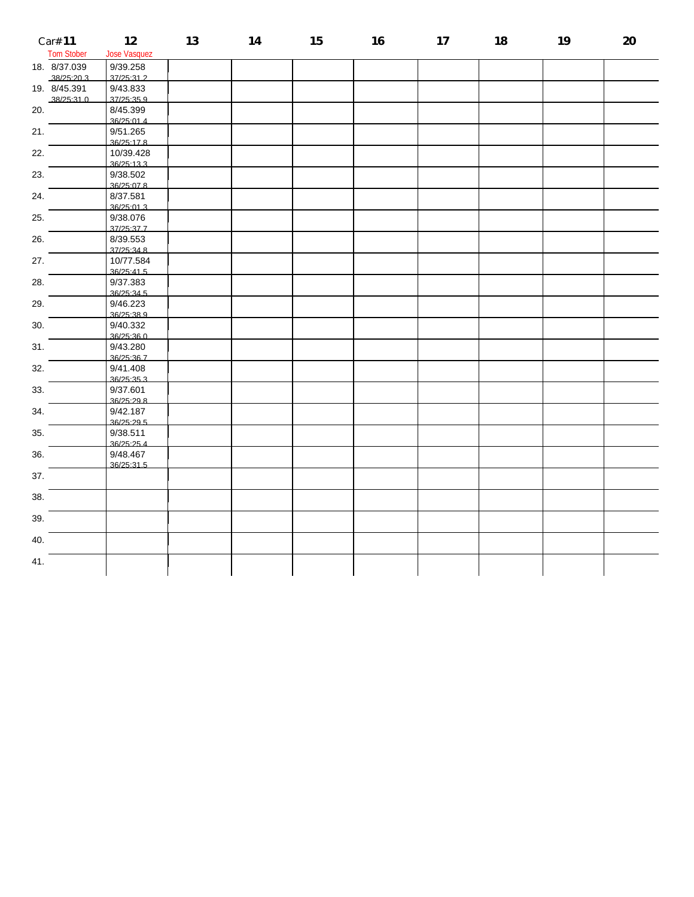| | Car# 11 | 12 | 13 | 14 | 15 | 16 | 17 | 18 | 19 | 20 |
|---|---|---|---|---|---|---|---|---|---|---|
| | Tom Stober | Jose Vasquez | | | | | | | | |
| 18. | 8/37.039 38/25:20.3 | 9/39.258 37/25:31.2 | | | | | | | | |
| 19. | 8/45.391 38/25:31.0 | 9/43.833 37/25:35.9 | | | | | | | | |
| 20. | | 8/45.399 36/25:01.4 | | | | | | | | |
| 21. | | 9/51.265 36/25:17.8 | | | | | | | | |
| 22. | | 10/39.428 36/25:13.3 | | | | | | | | |
| 23. | | 9/38.502 36/25:07.8 | | | | | | | | |
| 24. | | 8/37.581 36/25:01.3 | | | | | | | | |
| 25. | | 9/38.076 37/25:37.7 | | | | | | | | |
| 26. | | 8/39.553 37/25:34.8 | | | | | | | | |
| 27. | | 10/77.584 36/25:41.5 | | | | | | | | |
| 28. | | 9/37.383 36/25:34.5 | | | | | | | | |
| 29. | | 9/46.223 36/25:38.9 | | | | | | | | |
| 30. | | 9/40.332 36/25:36.0 | | | | | | | | |
| 31. | | 9/43.280 36/25:36.7 | | | | | | | | |
| 32. | | 9/41.408 36/25:35.3 | | | | | | | | |
| 33. | | 9/37.601 36/25:29.8 | | | | | | | | |
| 34. | | 9/42.187 36/25:29.5 | | | | | | | | |
| 35. | | 9/38.511 36/25:25.4 | | | | | | | | |
| 36. | | 9/48.467 36/25:31.5 | | | | | | | | |
| 37. | | | | | | | | | | |
| 38. | | | | | | | | | | |
| 39. | | | | | | | | | | |
| 40. | | | | | | | | | | |
| 41. | | | | | | | | | | |